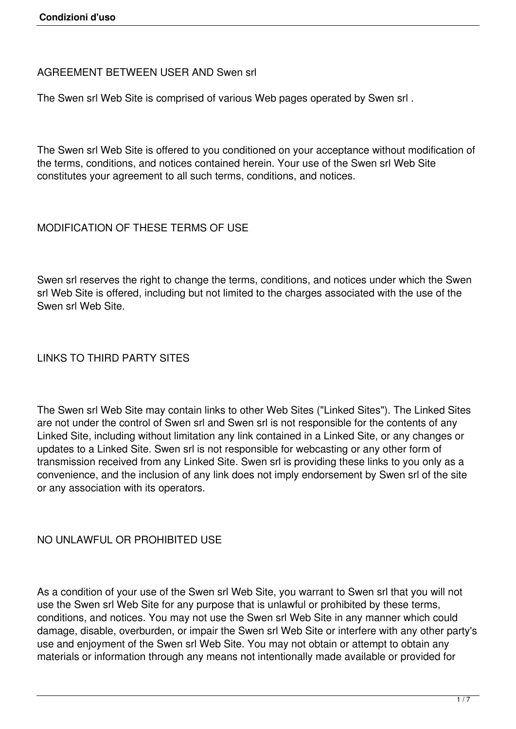## AGREEMENT BETWEEN USER AND Swen srl

The Swen srl Web Site is comprised of various Web pages operated by Swen srl .

The Swen srl Web Site is offered to you conditioned on your acceptance without modification of the terms, conditions, and notices contained herein. Your use of the Swen srl Web Site constitutes your agreement to all such terms, conditions, and notices.

## MODIFICATION OF THESE TERMS OF USE

Swen srl reserves the right to change the terms, conditions, and notices under which the Swen srl Web Site is offered, including but not limited to the charges associated with the use of the Swen srl Web Site.

## LINKS TO THIRD PARTY SITES

The Swen srl Web Site may contain links to other Web Sites ("Linked Sites"). The Linked Sites are not under the control of Swen srl and Swen srl is not responsible for the contents of any Linked Site, including without limitation any link contained in a Linked Site, or any changes or updates to a Linked Site. Swen srl is not responsible for webcasting or any other form of transmission received from any Linked Site. Swen srl is providing these links to you only as a convenience, and the inclusion of any link does not imply endorsement by Swen srl of the site or any association with its operators.

## NO UNLAWFUL OR PROHIBITED USE

As a condition of your use of the Swen srl Web Site, you warrant to Swen srl that you will not use the Swen srl Web Site for any purpose that is unlawful or prohibited by these terms, conditions, and notices. You may not use the Swen srl Web Site in any manner which could damage, disable, overburden, or impair the Swen srl Web Site or interfere with any other party's use and enjoyment of the Swen srl Web Site. You may not obtain or attempt to obtain any materials or information through any means not intentionally made available or provided for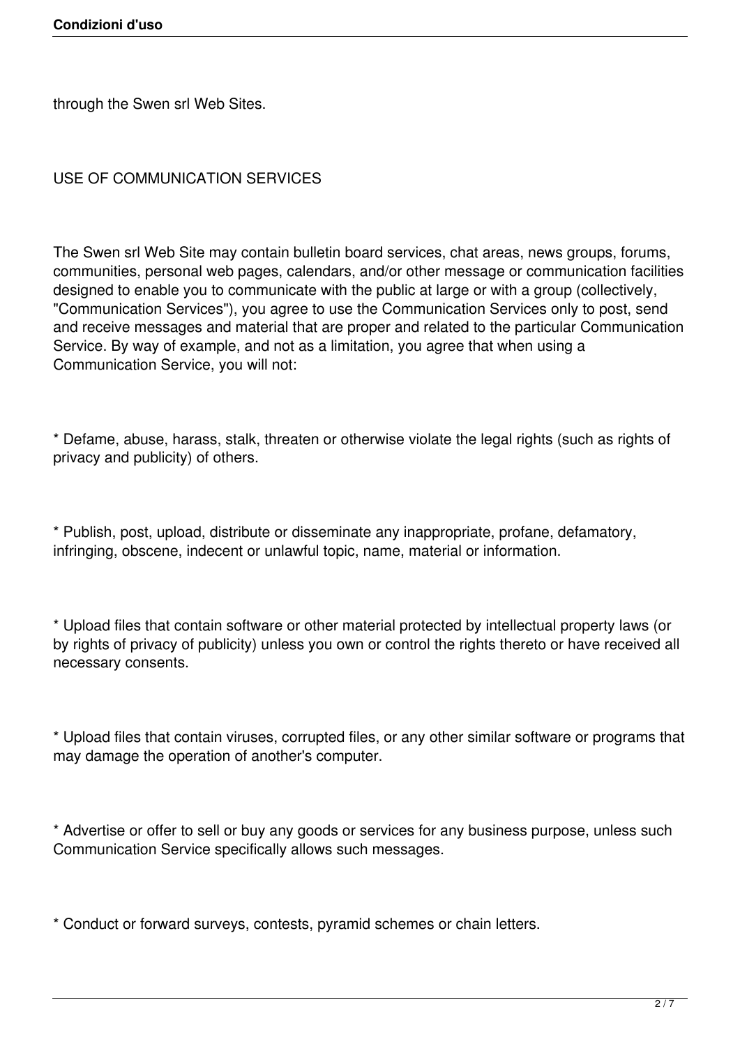through the Swen srl Web Sites.

## USE OF COMMUNICATION SERVICES

The Swen srl Web Site may contain bulletin board services, chat areas, news groups, forums, communities, personal web pages, calendars, and/or other message or communication facilities designed to enable you to communicate with the public at large or with a group (collectively, "Communication Services"), you agree to use the Communication Services only to post, send and receive messages and material that are proper and related to the particular Communication Service. By way of example, and not as a limitation, you agree that when using a Communication Service, you will not:

* Defame, abuse, harass, stalk, threaten or otherwise violate the legal rights (such as rights of privacy and publicity) of others.

* Publish, post, upload, distribute or disseminate any inappropriate, profane, defamatory, infringing, obscene, indecent or unlawful topic, name, material or information.

* Upload files that contain software or other material protected by intellectual property laws (or by rights of privacy of publicity) unless you own or control the rights thereto or have received all necessary consents.

* Upload files that contain viruses, corrupted files, or any other similar software or programs that may damage the operation of another's computer.

* Advertise or offer to sell or buy any goods or services for any business purpose, unless such Communication Service specifically allows such messages.

* Conduct or forward surveys, contests, pyramid schemes or chain letters.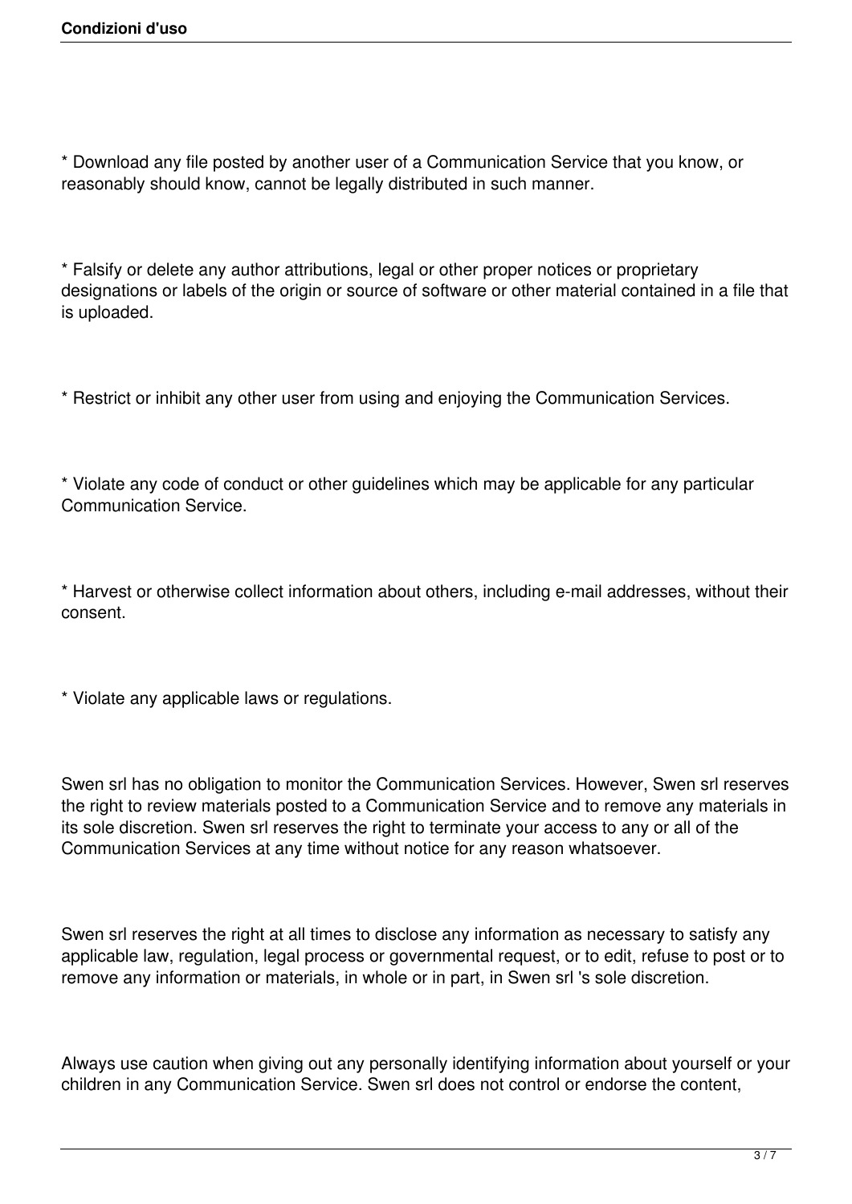* Download any file posted by another user of a Communication Service that you know, or reasonably should know, cannot be legally distributed in such manner.

* Falsify or delete any author attributions, legal or other proper notices or proprietary designations or labels of the origin or source of software or other material contained in a file that is uploaded.

* Restrict or inhibit any other user from using and enjoying the Communication Services.

* Violate any code of conduct or other guidelines which may be applicable for any particular Communication Service.

* Harvest or otherwise collect information about others, including e-mail addresses, without their consent.

* Violate any applicable laws or regulations.

Swen srl has no obligation to monitor the Communication Services. However, Swen srl reserves the right to review materials posted to a Communication Service and to remove any materials in its sole discretion. Swen srl reserves the right to terminate your access to any or all of the Communication Services at any time without notice for any reason whatsoever.

Swen srl reserves the right at all times to disclose any information as necessary to satisfy any applicable law, regulation, legal process or governmental request, or to edit, refuse to post or to remove any information or materials, in whole or in part, in Swen srl 's sole discretion.

Always use caution when giving out any personally identifying information about yourself or your children in any Communication Service. Swen srl does not control or endorse the content,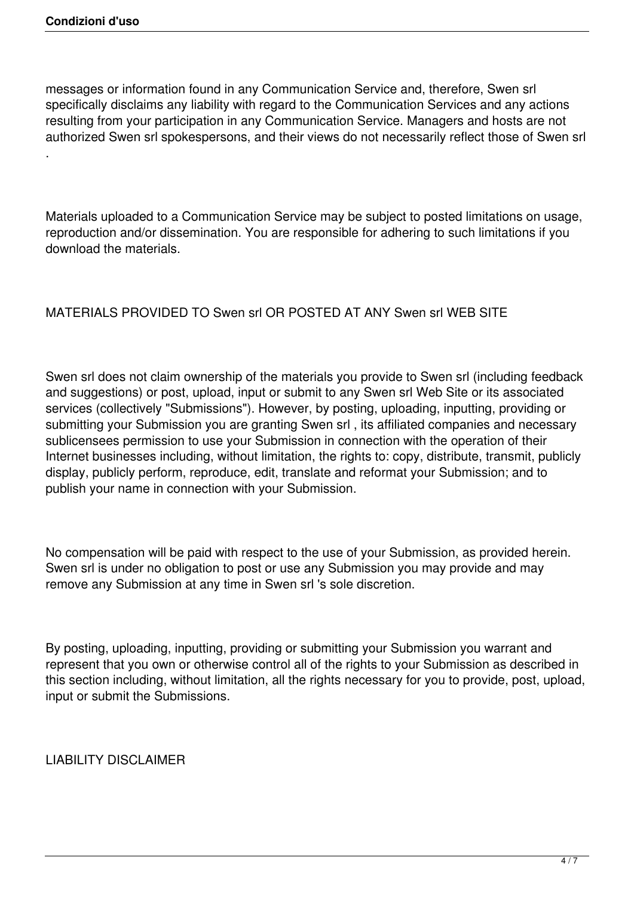messages or information found in any Communication Service and, therefore, Swen srl specifically disclaims any liability with regard to the Communication Services and any actions resulting from your participation in any Communication Service. Managers and hosts are not authorized Swen srl spokespersons, and their views do not necessarily reflect those of Swen srl .

Materials uploaded to a Communication Service may be subject to posted limitations on usage, reproduction and/or dissemination. You are responsible for adhering to such limitations if you download the materials.

## MATERIALS PROVIDED TO Swen srl OR POSTED AT ANY Swen srl WEB SITE

Swen srl does not claim ownership of the materials you provide to Swen srl (including feedback and suggestions) or post, upload, input or submit to any Swen srl Web Site or its associated services (collectively "Submissions"). However, by posting, uploading, inputting, providing or submitting your Submission you are granting Swen srl , its affiliated companies and necessary sublicensees permission to use your Submission in connection with the operation of their Internet businesses including, without limitation, the rights to: copy, distribute, transmit, publicly display, publicly perform, reproduce, edit, translate and reformat your Submission; and to publish your name in connection with your Submission.

No compensation will be paid with respect to the use of your Submission, as provided herein. Swen srl is under no obligation to post or use any Submission you may provide and may remove any Submission at any time in Swen srl 's sole discretion.

By posting, uploading, inputting, providing or submitting your Submission you warrant and represent that you own or otherwise control all of the rights to your Submission as described in this section including, without limitation, all the rights necessary for you to provide, post, upload, input or submit the Submissions.

## LIABILITY DISCLAIMER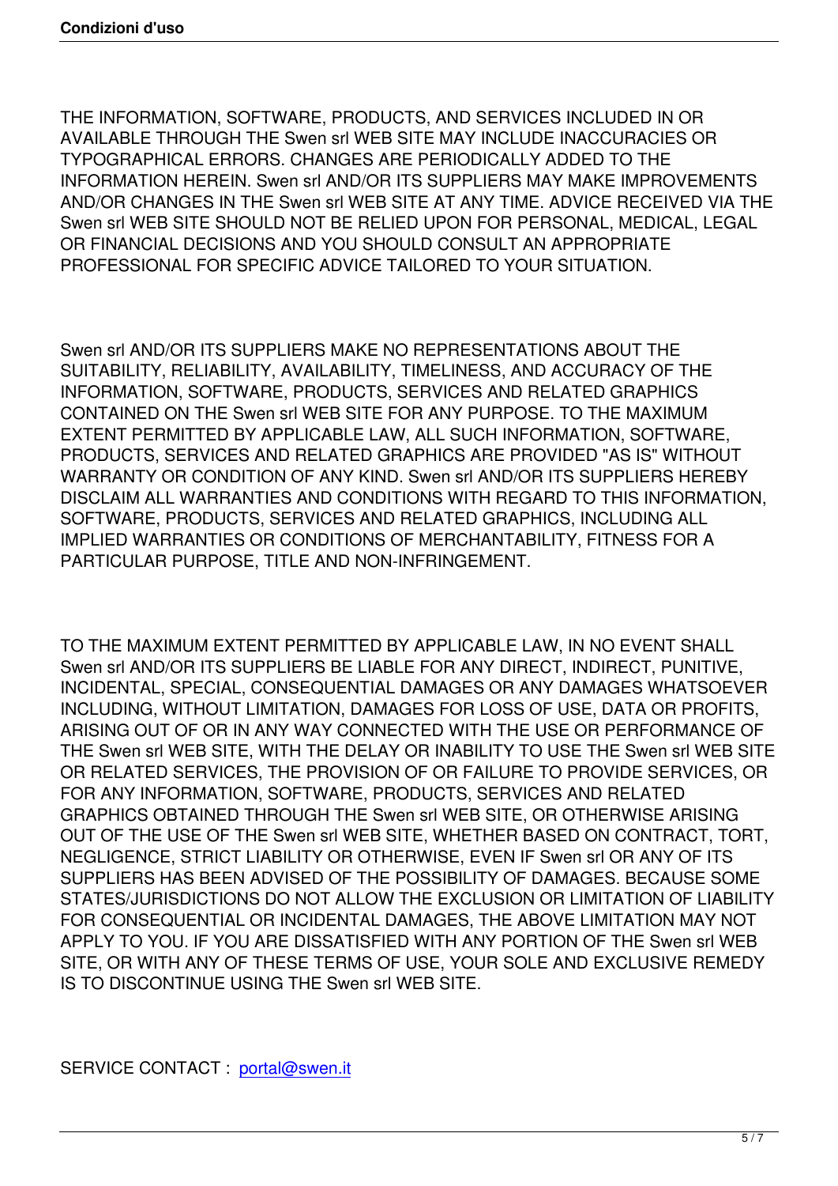THE INFORMATION, SOFTWARE, PRODUCTS, AND SERVICES INCLUDED IN OR AVAILABLE THROUGH THE Swen srl WEB SITE MAY INCLUDE INACCURACIES OR TYPOGRAPHICAL ERRORS. CHANGES ARE PERIODICALLY ADDED TO THE INFORMATION HEREIN. Swen srl AND/OR ITS SUPPLIERS MAY MAKE IMPROVEMENTS AND/OR CHANGES IN THE Swen srl WEB SITE AT ANY TIME. ADVICE RECEIVED VIA THE Swen srl WEB SITE SHOULD NOT BE RELIED UPON FOR PERSONAL, MEDICAL, LEGAL OR FINANCIAL DECISIONS AND YOU SHOULD CONSULT AN APPROPRIATE PROFESSIONAL FOR SPECIFIC ADVICE TAILORED TO YOUR SITUATION.

Swen srl AND/OR ITS SUPPLIERS MAKE NO REPRESENTATIONS ABOUT THE SUITABILITY, RELIABILITY, AVAILABILITY, TIMELINESS, AND ACCURACY OF THE INFORMATION, SOFTWARE, PRODUCTS, SERVICES AND RELATED GRAPHICS CONTAINED ON THE Swen srl WEB SITE FOR ANY PURPOSE. TO THE MAXIMUM EXTENT PERMITTED BY APPLICABLE LAW, ALL SUCH INFORMATION, SOFTWARE, PRODUCTS, SERVICES AND RELATED GRAPHICS ARE PROVIDED "AS IS" WITHOUT WARRANTY OR CONDITION OF ANY KIND. Swen srl AND/OR ITS SUPPLIERS HEREBY DISCLAIM ALL WARRANTIES AND CONDITIONS WITH REGARD TO THIS INFORMATION, SOFTWARE, PRODUCTS, SERVICES AND RELATED GRAPHICS, INCLUDING ALL IMPLIED WARRANTIES OR CONDITIONS OF MERCHANTABILITY, FITNESS FOR A PARTICULAR PURPOSE, TITLE AND NON-INFRINGEMENT.

TO THE MAXIMUM EXTENT PERMITTED BY APPLICABLE LAW, IN NO EVENT SHALL Swen srl AND/OR ITS SUPPLIERS BE LIABLE FOR ANY DIRECT, INDIRECT, PUNITIVE, INCIDENTAL, SPECIAL, CONSEQUENTIAL DAMAGES OR ANY DAMAGES WHATSOEVER INCLUDING, WITHOUT LIMITATION, DAMAGES FOR LOSS OF USE, DATA OR PROFITS, ARISING OUT OF OR IN ANY WAY CONNECTED WITH THE USE OR PERFORMANCE OF THE Swen srl WEB SITE, WITH THE DELAY OR INABILITY TO USE THE Swen srl WEB SITE OR RELATED SERVICES, THE PROVISION OF OR FAILURE TO PROVIDE SERVICES, OR FOR ANY INFORMATION, SOFTWARE, PRODUCTS, SERVICES AND RELATED GRAPHICS OBTAINED THROUGH THE Swen srl WEB SITE, OR OTHERWISE ARISING OUT OF THE USE OF THE Swen srl WEB SITE, WHETHER BASED ON CONTRACT, TORT, NEGLIGENCE, STRICT LIABILITY OR OTHERWISE, EVEN IF Swen srl OR ANY OF ITS SUPPLIERS HAS BEEN ADVISED OF THE POSSIBILITY OF DAMAGES. BECAUSE SOME STATES/JURISDICTIONS DO NOT ALLOW THE EXCLUSION OR LIMITATION OF LIABILITY FOR CONSEQUENTIAL OR INCIDENTAL DAMAGES, THE ABOVE LIMITATION MAY NOT APPLY TO YOU. IF YOU ARE DISSATISFIED WITH ANY PORTION OF THE Swen srl WEB SITE, OR WITH ANY OF THESE TERMS OF USE, YOUR SOLE AND EXCLUSIVE REMEDY IS TO DISCONTINUE USING THE Swen srl WEB SITE.

SERVICE CONTACT : portal@swen.it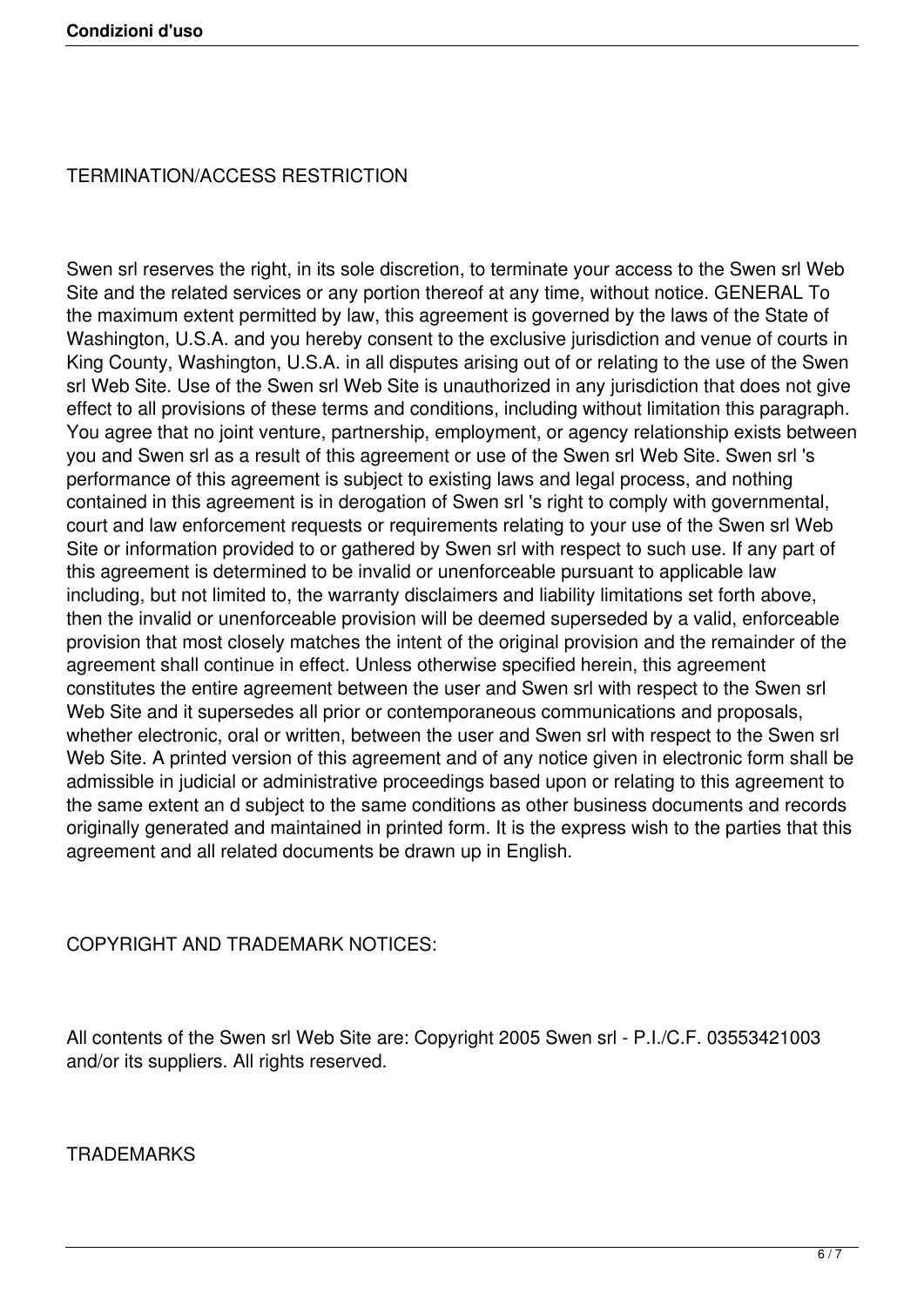TERMINATION/ACCESS RESTRICTION

Swen srl reserves the right, in its sole discretion, to terminate your access to the Swen srl Web Site and the related services or any portion thereof at any time, without notice. GENERAL To the maximum extent permitted by law, this agreement is governed by the laws of the State of Washington, U.S.A. and you hereby consent to the exclusive jurisdiction and venue of courts in King County, Washington, U.S.A. in all disputes arising out of or relating to the use of the Swen srl Web Site. Use of the Swen srl Web Site is unauthorized in any jurisdiction that does not give effect to all provisions of these terms and conditions, including without limitation this paragraph. You agree that no joint venture, partnership, employment, or agency relationship exists between you and Swen srl as a result of this agreement or use of the Swen srl Web Site. Swen srl 's performance of this agreement is subject to existing laws and legal process, and nothing contained in this agreement is in derogation of Swen srl 's right to comply with governmental, court and law enforcement requests or requirements relating to your use of the Swen srl Web Site or information provided to or gathered by Swen srl with respect to such use. If any part of this agreement is determined to be invalid or unenforceable pursuant to applicable law including, but not limited to, the warranty disclaimers and liability limitations set forth above, then the invalid or unenforceable provision will be deemed superseded by a valid, enforceable provision that most closely matches the intent of the original provision and the remainder of the agreement shall continue in effect. Unless otherwise specified herein, this agreement constitutes the entire agreement between the user and Swen srl with respect to the Swen srl Web Site and it supersedes all prior or contemporaneous communications and proposals, whether electronic, oral or written, between the user and Swen srl with respect to the Swen srl Web Site. A printed version of this agreement and of any notice given in electronic form shall be admissible in judicial or administrative proceedings based upon or relating to this agreement to the same extent an d subject to the same conditions as other business documents and records originally generated and maintained in printed form. It is the express wish to the parties that this agreement and all related documents be drawn up in English.

COPYRIGHT AND TRADEMARK NOTICES:

All contents of the Swen srl Web Site are: Copyright 2005 Swen srl - P.I./C.F. 03553421003 and/or its suppliers. All rights reserved.

TRADEMARKS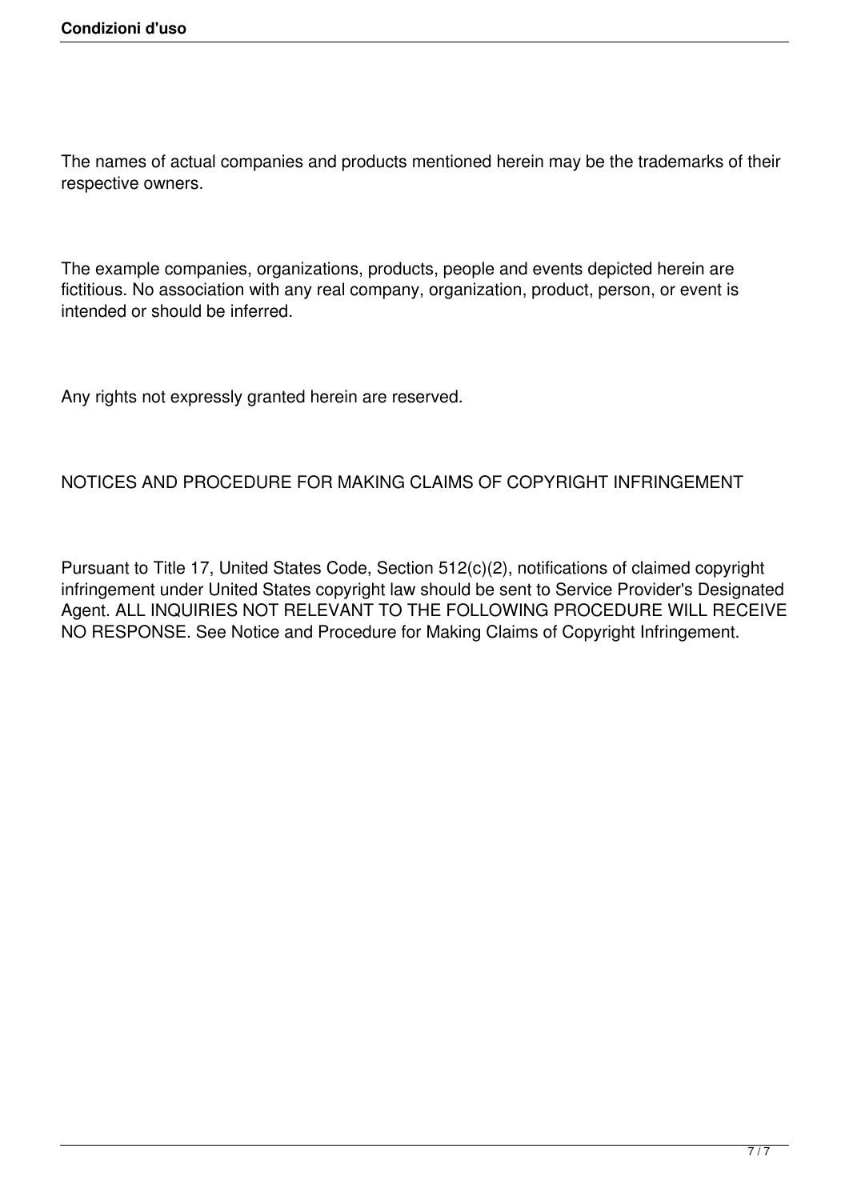The names of actual companies and products mentioned herein may be the trademarks of their respective owners.

The example companies, organizations, products, people and events depicted herein are fictitious. No association with any real company, organization, product, person, or event is intended or should be inferred.

Any rights not expressly granted herein are reserved.

NOTICES AND PROCEDURE FOR MAKING CLAIMS OF COPYRIGHT INFRINGEMENT

Pursuant to Title 17, United States Code, Section 512(c)(2), notifications of claimed copyright infringement under United States copyright law should be sent to Service Provider's Designated Agent. ALL INQUIRIES NOT RELEVANT TO THE FOLLOWING PROCEDURE WILL RECEIVE NO RESPONSE. See Notice and Procedure for Making Claims of Copyright Infringement.